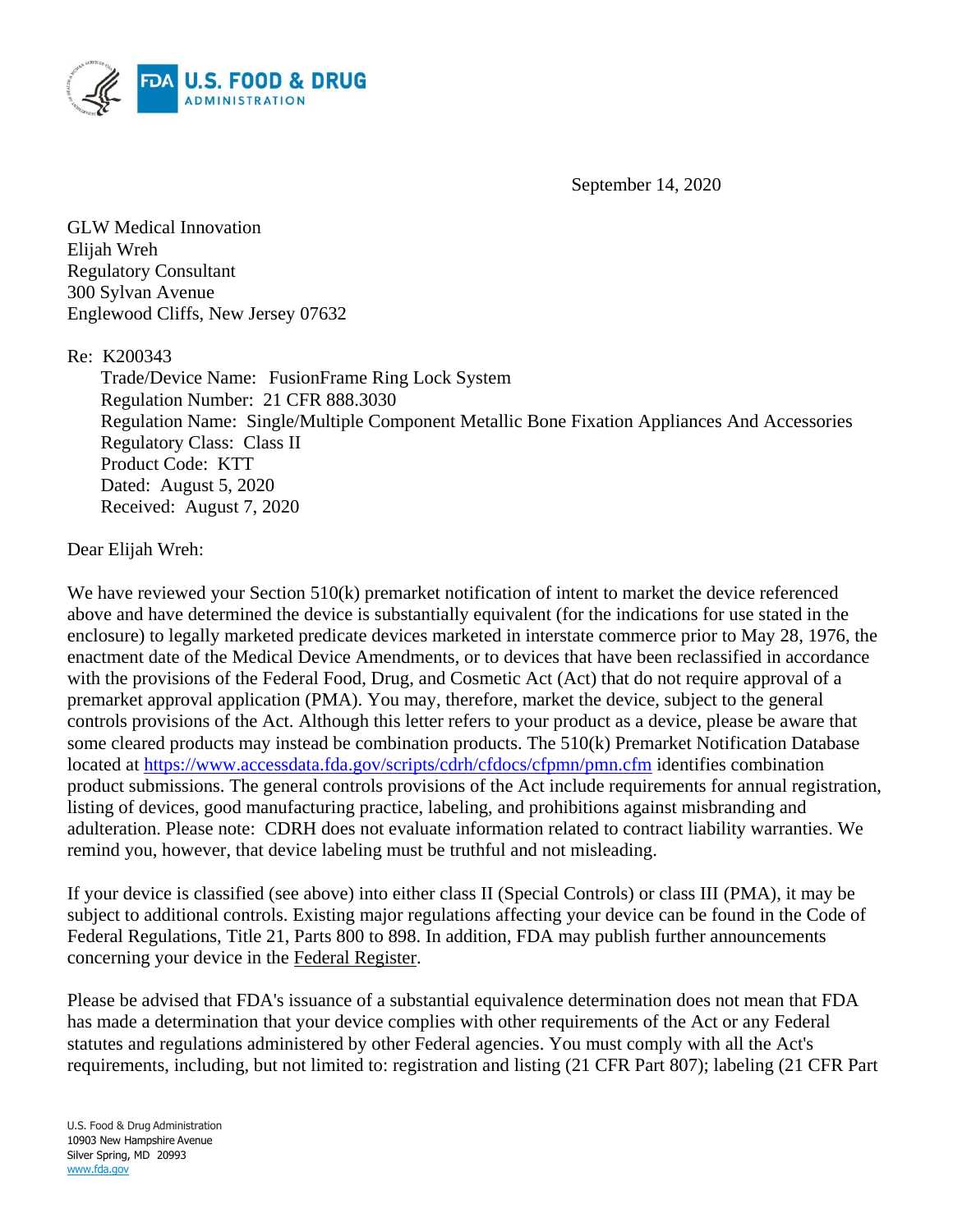U.S. FOOD & DRUG ADMINISTRATION

September 14, 2020

GLW Medical Innovation
Elijah Wreh
Regulatory Consultant
300 Sylvan Avenue
Englewood Cliffs, New Jersey 07632

Re: K200343

Trade/Device Name: FusionFrame Ring Lock System
Regulation Number: 21 CFR 888.3030
Regulation Name: Single/Multiple Component Metallic Bone Fixation Appliances And Accessories
Regulatory Class: Class II
Product Code: KTT
Dated: August 5, 2020
Received: August 7, 2020

Dear Elijah Wreh:

We have reviewed your Section 510(k) premarket notification of intent to market the device referenced above and have determined the device is substantially equivalent (for the indications for use stated in the enclosure) to legally marketed predicate devices marketed in interstate commerce prior to May 28, 1976, the enactment date of the Medical Device Amendments, or to devices that have been reclassified in accordance with the provisions of the Federal Food, Drug, and Cosmetic Act (Act) that do not require approval of a premarket approval application (PMA). You may, therefore, market the device, subject to the general controls provisions of the Act. Although this letter refers to your product as a device, please be aware that some cleared products may instead be combination products. The 510(k) Premarket Notification Database located at https://www.accessdata.fda.gov/scripts/cdrh/cfdocs/cfpmn/pmn.cfm identifies combination product submissions. The general controls provisions of the Act include requirements for annual registration, listing of devices, good manufacturing practice, labeling, and prohibitions against misbranding and adulteration. Please note: CDRH does not evaluate information related to contract liability warranties. We remind you, however, that device labeling must be truthful and not misleading.

If your device is classified (see above) into either class II (Special Controls) or class III (PMA), it may be subject to additional controls. Existing major regulations affecting your device can be found in the Code of Federal Regulations, Title 21, Parts 800 to 898. In addition, FDA may publish further announcements concerning your device in the Federal Register.

Please be advised that FDA's issuance of a substantial equivalence determination does not mean that FDA has made a determination that your device complies with other requirements of the Act or any Federal statutes and regulations administered by other Federal agencies. You must comply with all the Act's requirements, including, but not limited to: registration and listing (21 CFR Part 807); labeling (21 CFR Part

U.S. Food & Drug Administration
10903 New Hampshire Avenue
Silver Spring, MD 20993
www.fda.gov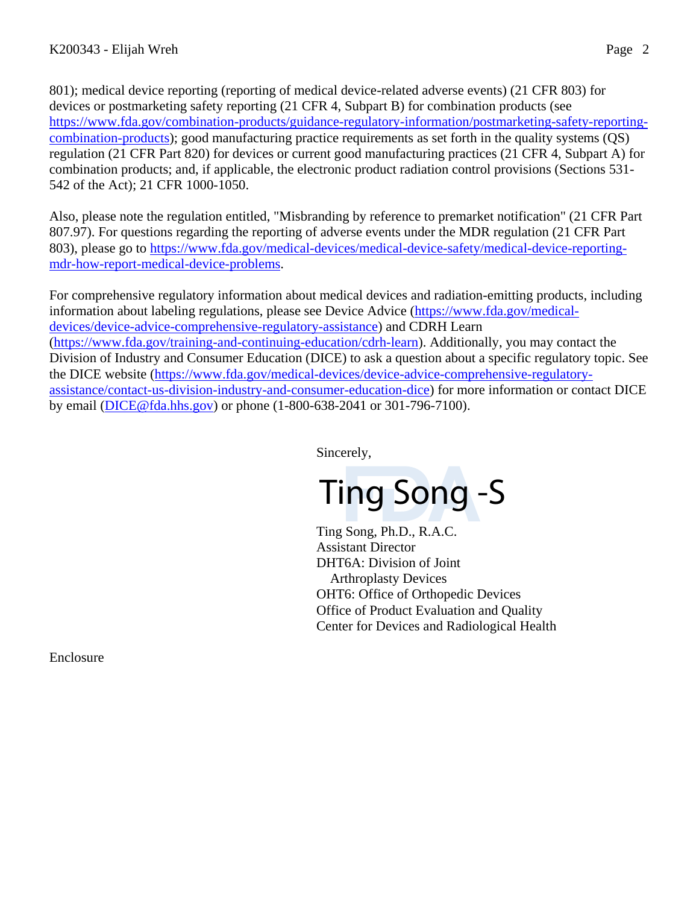801); medical device reporting (reporting of medical device-related adverse events) (21 CFR 803) for devices or postmarketing safety reporting (21 CFR 4, Subpart B) for combination products (see https://www.fda.gov/combination-products/guidance-regulatory-information/postmarketing-safety-reporting-combination-products); good manufacturing practice requirements as set forth in the quality systems (QS) regulation (21 CFR Part 820) for devices or current good manufacturing practices (21 CFR 4, Subpart A) for combination products; and, if applicable, the electronic product radiation control provisions (Sections 531-542 of the Act); 21 CFR 1000-1050.

Also, please note the regulation entitled, "Misbranding by reference to premarket notification" (21 CFR Part 807.97). For questions regarding the reporting of adverse events under the MDR regulation (21 CFR Part 803), please go to https://www.fda.gov/medical-devices/medical-device-safety/medical-device-reporting-mdr-how-report-medical-device-problems.

For comprehensive regulatory information about medical devices and radiation-emitting products, including information about labeling regulations, please see Device Advice (https://www.fda.gov/medical-devices/device-advice-comprehensive-regulatory-assistance) and CDRH Learn (https://www.fda.gov/training-and-continuing-education/cdrh-learn). Additionally, you may contact the Division of Industry and Consumer Education (DICE) to ask a question about a specific regulatory topic. See the DICE website (https://www.fda.gov/medical-devices/device-advice-comprehensive-regulatory-assistance/contact-us-division-industry-and-consumer-education-dice) for more information or contact DICE by email (DICE@fda.hhs.gov) or phone (1-800-638-2041 or 301-796-7100).

Sincerely,

Ting Song -S

Ting Song, Ph.D., R.A.C.
Assistant Director
DHT6A: Division of Joint
Arthroplasty Devices
OHT6: Office of Orthopedic Devices
Office of Product Evaluation and Quality
Center for Devices and Radiological Health

Enclosure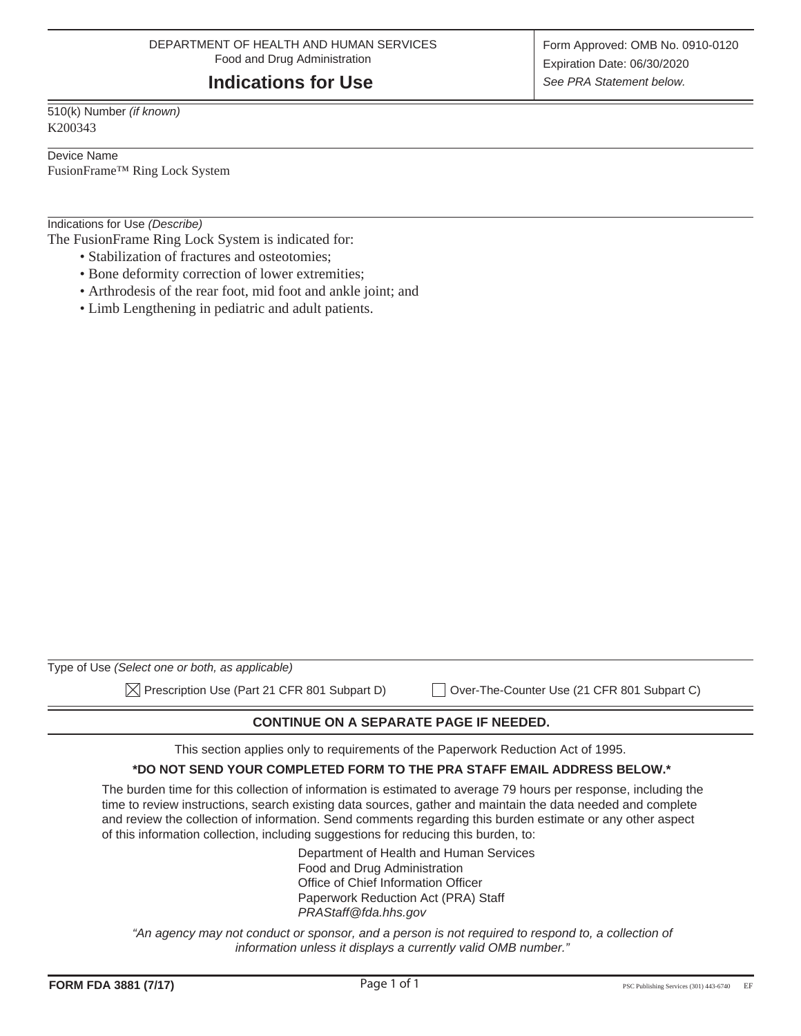DEPARTMENT OF HEALTH AND HUMAN SERVICES
Food and Drug Administration

# Indications for Use

Form Approved: OMB No. 0910-0120
Expiration Date: 06/30/2020
*See PRA Statement below.*

510(k) Number *(if known)*
K200343

Device Name
FusionFrame™ Ring Lock System

Indications for Use *(Describe)*
The FusionFrame Ring Lock System is indicated for:

- Stabilization of fractures and osteotomies;
- Bone deformity correction of lower extremities;
- Arthrodesis of the rear foot, mid foot and ankle joint; and
- Limb Lengthening in pediatric and adult patients.

Type of Use *(Select one or both, as applicable)*

☒ Prescription Use (Part 21 CFR 801 Subpart D) ☐ Over-The-Counter Use (21 CFR 801 Subpart C)

**CONTINUE ON A SEPARATE PAGE IF NEEDED.**

This section applies only to requirements of the Paperwork Reduction Act of 1995.

**\*DO NOT SEND YOUR COMPLETED FORM TO THE PRA STAFF EMAIL ADDRESS BELOW.\***

The burden time for this collection of information is estimated to average 79 hours per response, including the time to review instructions, search existing data sources, gather and maintain the data needed and complete and review the collection of information. Send comments regarding this burden estimate or any other aspect of this information collection, including suggestions for reducing this burden, to:

Department of Health and Human Services
Food and Drug Administration
Office of Chief Information Officer
Paperwork Reduction Act (PRA) Staff
*PRAStaff@fda.hhs.gov*

*"An agency may not conduct or sponsor, and a person is not required to respond to, a collection of information unless it displays a currently valid OMB number."*

**FORM FDA 3881 (7/17)** PSC Publishing Services (301) 443-6740 EF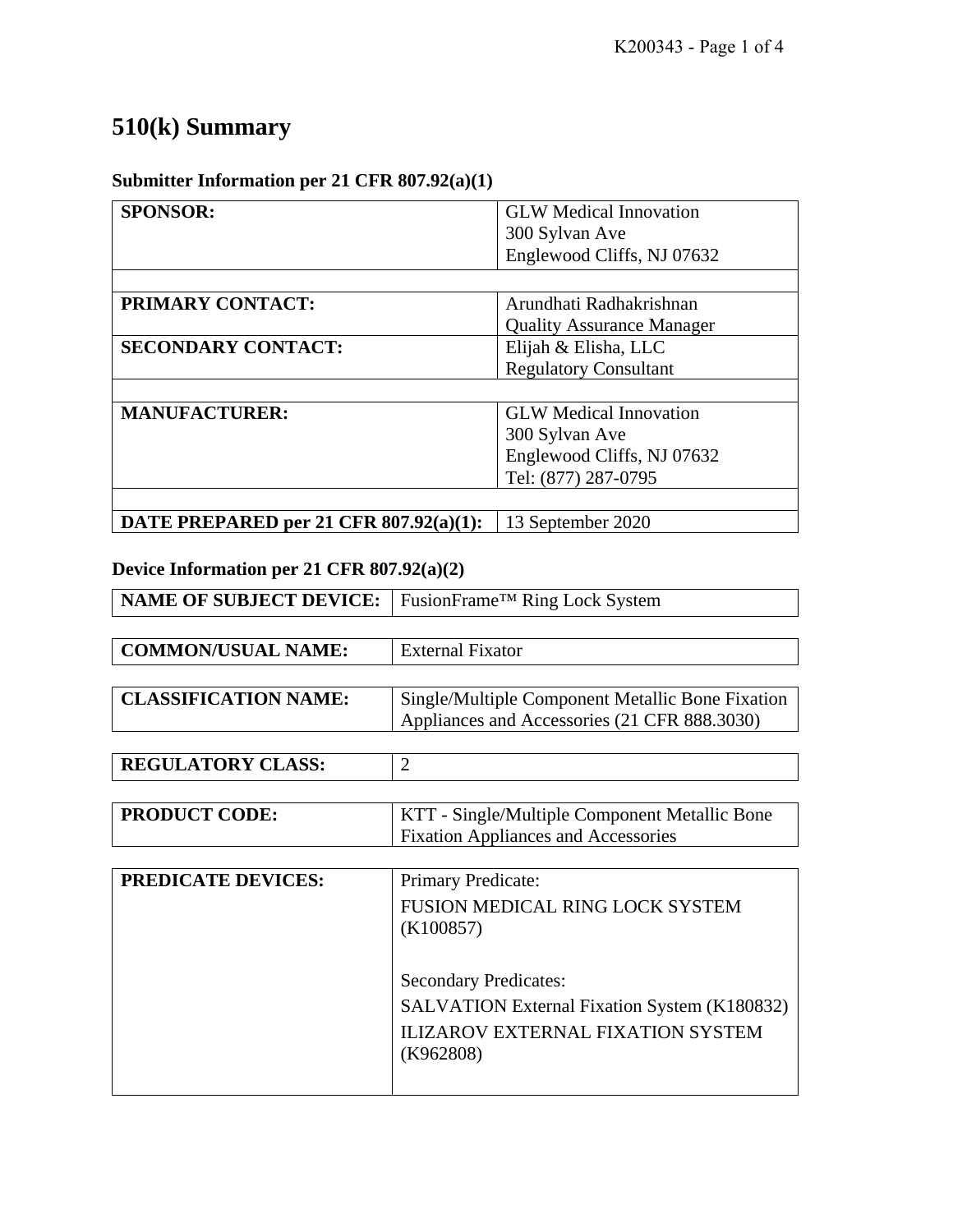# 510(k) Summary

### Submitter Information per 21 CFR 807.92(a)(1)

| | |
|---|---|
| **SPONSOR:** | GLW Medical Innovation<br>300 Sylvan Ave<br>Englewood Cliffs, NJ 07632 |
| | |
| **PRIMARY CONTACT:** | Arundhati Radhakrishnan<br>Quality Assurance Manager |
| **SECONDARY CONTACT:** | Elijah & Elisha, LLC<br>Regulatory Consultant |
| | |
| **MANUFACTURER:** | GLW Medical Innovation<br>300 Sylvan Ave<br>Englewood Cliffs, NJ 07632<br>Tel: (877) 287-0795 |
| | |
| **DATE PREPARED per 21 CFR 807.92(a)(1):** | 13 September 2020 |

### Device Information per 21 CFR 807.92(a)(2)

| | |
|---|---|
| **NAME OF SUBJECT DEVICE:** | FusionFrame™ Ring Lock System |
| **COMMON/USUAL NAME:** | External Fixator |
| **CLASSIFICATION NAME:** | Single/Multiple Component Metallic Bone Fixation Appliances and Accessories (21 CFR 888.3030) |
| **REGULATORY CLASS:** | 2 |
| **PRODUCT CODE:** | KTT - Single/Multiple Component Metallic Bone Fixation Appliances and Accessories |
| **PREDICATE DEVICES:** | Primary Predicate:<br>FUSION MEDICAL RING LOCK SYSTEM (K100857)<br><br>Secondary Predicates:<br>SALVATION External Fixation System (K180832)<br>ILIZAROV EXTERNAL FIXATION SYSTEM (K962808) |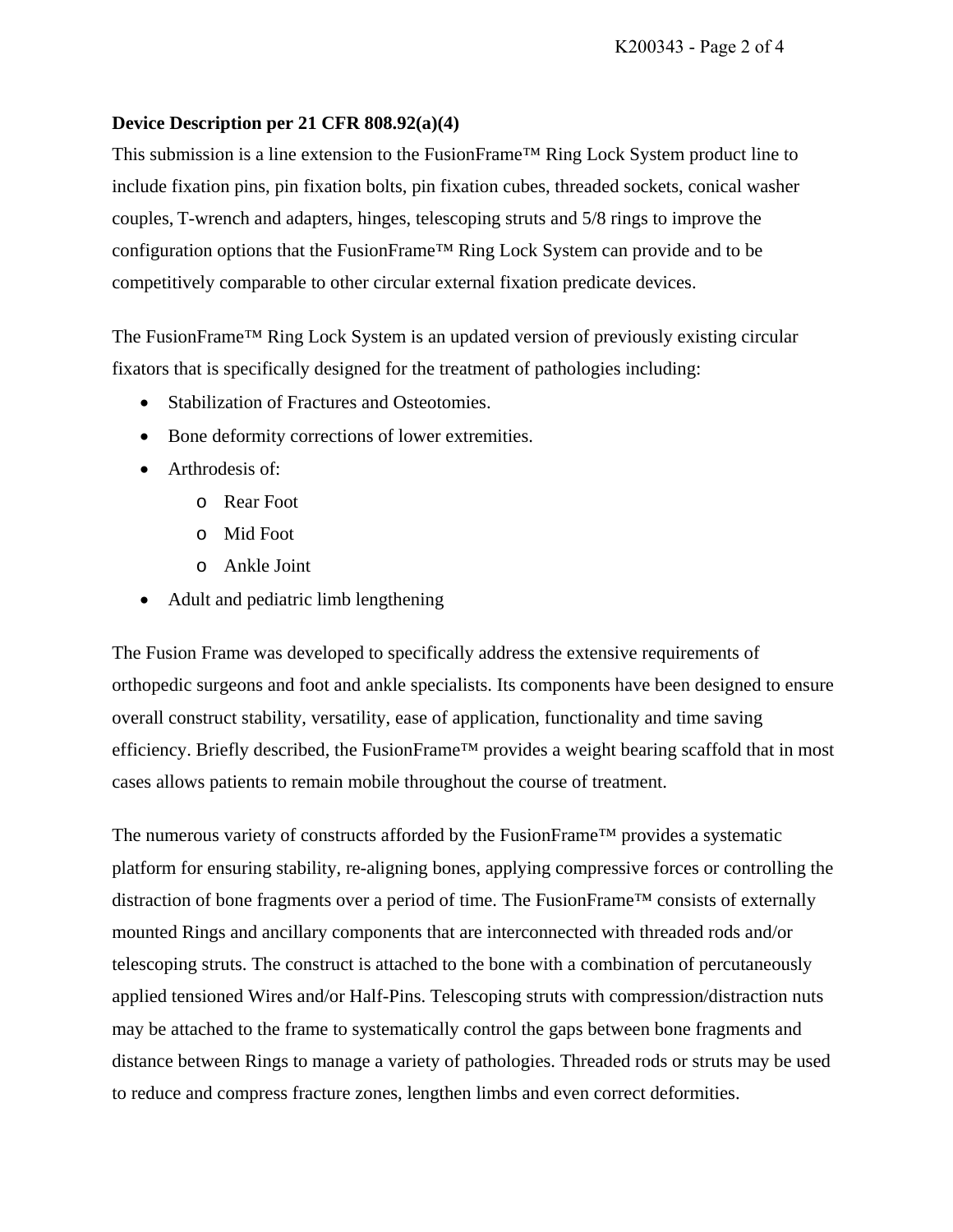**Device Description per 21 CFR 808.92(a)(4)**

This submission is a line extension to the FusionFrame™ Ring Lock System product line to include fixation pins, pin fixation bolts, pin fixation cubes, threaded sockets, conical washer couples, T-wrench and adapters, hinges, telescoping struts and 5/8 rings to improve the configuration options that the FusionFrame™ Ring Lock System can provide and to be competitively comparable to other circular external fixation predicate devices.

The FusionFrame™ Ring Lock System is an updated version of previously existing circular fixators that is specifically designed for the treatment of pathologies including:

- Stabilization of Fractures and Osteotomies.
- Bone deformity corrections of lower extremities.
- Arthrodesis of:
  - Rear Foot
  - Mid Foot
  - Ankle Joint
- Adult and pediatric limb lengthening

The Fusion Frame was developed to specifically address the extensive requirements of orthopedic surgeons and foot and ankle specialists. Its components have been designed to ensure overall construct stability, versatility, ease of application, functionality and time saving efficiency. Briefly described, the FusionFrame™ provides a weight bearing scaffold that in most cases allows patients to remain mobile throughout the course of treatment.

The numerous variety of constructs afforded by the FusionFrame™ provides a systematic platform for ensuring stability, re-aligning bones, applying compressive forces or controlling the distraction of bone fragments over a period of time. The FusionFrame™ consists of externally mounted Rings and ancillary components that are interconnected with threaded rods and/or telescoping struts. The construct is attached to the bone with a combination of percutaneously applied tensioned Wires and/or Half-Pins. Telescoping struts with compression/distraction nuts may be attached to the frame to systematically control the gaps between bone fragments and distance between Rings to manage a variety of pathologies. Threaded rods or struts may be used to reduce and compress fracture zones, lengthen limbs and even correct deformities.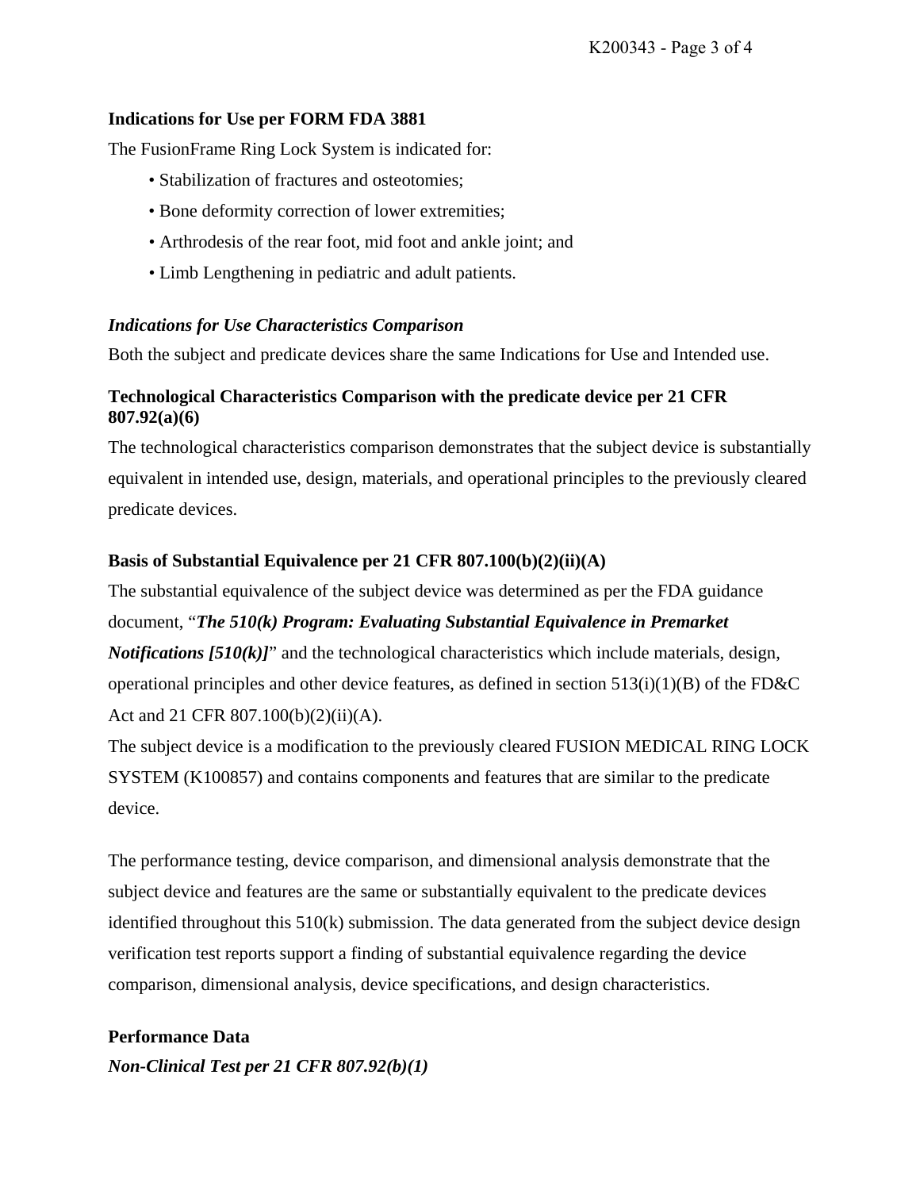**Indications for Use per FORM FDA 3881**

The FusionFrame Ring Lock System is indicated for:

- Stabilization of fractures and osteotomies;
- Bone deformity correction of lower extremities;
- Arthrodesis of the rear foot, mid foot and ankle joint; and
- Limb Lengthening in pediatric and adult patients.

***Indications for Use Characteristics Comparison***

Both the subject and predicate devices share the same Indications for Use and Intended use.

**Technological Characteristics Comparison with the predicate device per 21 CFR 807.92(a)(6)**

The technological characteristics comparison demonstrates that the subject device is substantially equivalent in intended use, design, materials, and operational principles to the previously cleared predicate devices.

**Basis of Substantial Equivalence per 21 CFR 807.100(b)(2)(ii)(A)**

The substantial equivalence of the subject device was determined as per the FDA guidance document, "***The 510(k) Program: Evaluating Substantial Equivalence in Premarket Notifications [510(k)]***" and the technological characteristics which include materials, design, operational principles and other device features, as defined in section 513(i)(1)(B) of the FD&C Act and 21 CFR 807.100(b)(2)(ii)(A).

The subject device is a modification to the previously cleared FUSION MEDICAL RING LOCK SYSTEM (K100857) and contains components and features that are similar to the predicate device.

The performance testing, device comparison, and dimensional analysis demonstrate that the subject device and features are the same or substantially equivalent to the predicate devices identified throughout this 510(k) submission. The data generated from the subject device design verification test reports support a finding of substantial equivalence regarding the device comparison, dimensional analysis, device specifications, and design characteristics.

**Performance Data**

***Non-Clinical Test per 21 CFR 807.92(b)(1)***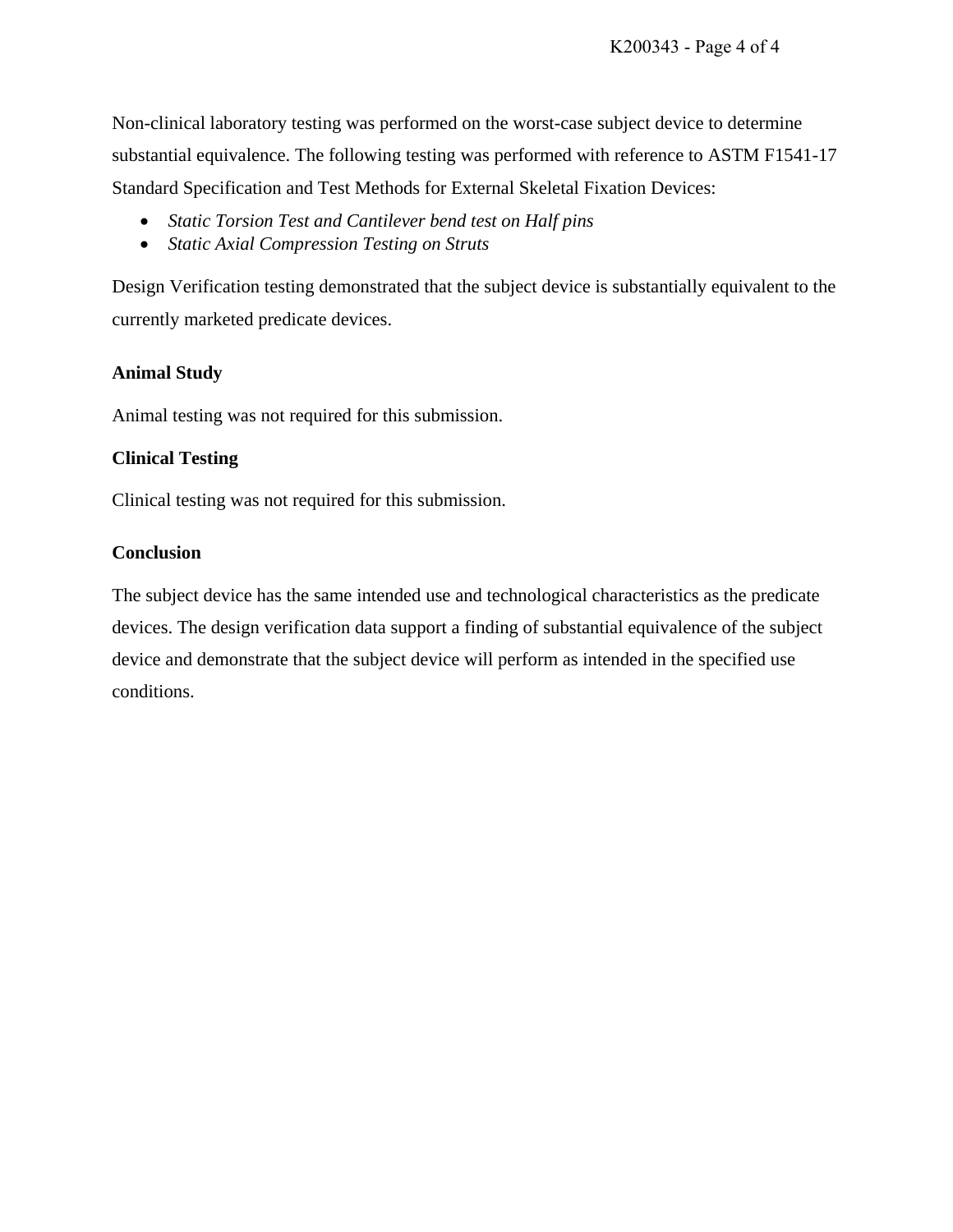Non-clinical laboratory testing was performed on the worst-case subject device to determine substantial equivalence. The following testing was performed with reference to ASTM F1541-17 Standard Specification and Test Methods for External Skeletal Fixation Devices:

- *Static Torsion Test and Cantilever bend test on Half pins*
- *Static Axial Compression Testing on Struts*

Design Verification testing demonstrated that the subject device is substantially equivalent to the currently marketed predicate devices.

**Animal Study**

Animal testing was not required for this submission.

**Clinical Testing**

Clinical testing was not required for this submission.

**Conclusion**

The subject device has the same intended use and technological characteristics as the predicate devices. The design verification data support a finding of substantial equivalence of the subject device and demonstrate that the subject device will perform as intended in the specified use conditions.